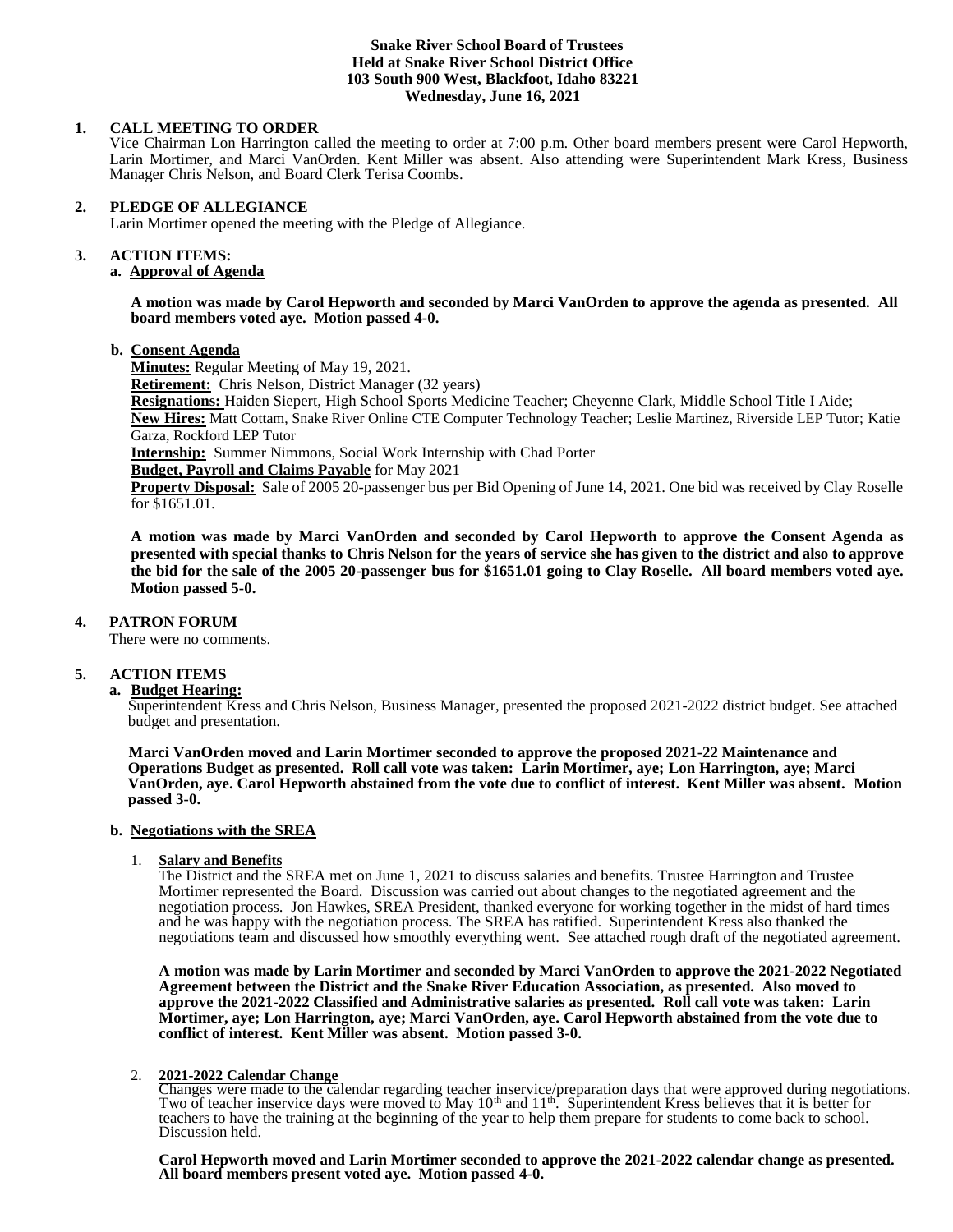**Snake River School Board of Trustees**
**Held at Snake River School District Office**
**103 South 900 West, Blackfoot, Idaho 83221**
**Wednesday, June 16, 2021**

1. **CALL MEETING TO ORDER**
   Vice Chairman Lon Harrington called the meeting to order at 7:00 p.m. Other board members present were Carol Hepworth, Larin Mortimer, and Marci VanOrden. Kent Miller was absent. Also attending were Superintendent Mark Kress, Business Manager Chris Nelson, and Board Clerk Terisa Coombs.

2. **PLEDGE OF ALLEGIANCE**
   Larin Mortimer opened the meeting with the Pledge of Allegiance.

3. **ACTION ITEMS:**
   
   a. **Approval of Agenda**

   **A motion was made by Carol Hepworth and seconded by Marci VanOrden to approve the agenda as presented. All board members voted aye. Motion passed 4-0.**

   b. **Consent Agenda**
   
   **Minutes:** Regular Meeting of May 19, 2021.
   **Retirement:** Chris Nelson, District Manager (32 years)
   **Resignations:** Haiden Siepert, High School Sports Medicine Teacher; Cheyenne Clark, Middle School Title I Aide;
   **New Hires:** Matt Cottam, Snake River Online CTE Computer Technology Teacher; Leslie Martinez, Riverside LEP Tutor; Katie Garza, Rockford LEP Tutor
   **Internship:** Summer Nimmons, Social Work Internship with Chad Porter
   **Budget, Payroll and Claims Payable** for May 2021
   **Property Disposal:** Sale of 2005 20-passenger bus per Bid Opening of June 14, 2021. One bid was received by Clay Roselle for $1651.01.

   **A motion was made by Marci VanOrden and seconded by Carol Hepworth to approve the Consent Agenda as presented with special thanks to Chris Nelson for the years of service she has given to the district and also to approve the bid for the sale of the 2005 20-passenger bus for $1651.01 going to Clay Roselle. All board members voted aye. Motion passed 5-0.**

4. **PATRON FORUM**
   There were no comments.

5. **ACTION ITEMS**
   
   a. **Budget Hearing:**
   Superintendent Kress and Chris Nelson, Business Manager, presented the proposed 2021-2022 district budget. See attached budget and presentation.

   **Marci VanOrden moved and Larin Mortimer seconded to approve the proposed 2021-22 Maintenance and Operations Budget as presented. Roll call vote was taken: Larin Mortimer, aye; Lon Harrington, aye; Marci VanOrden, aye. Carol Hepworth abstained from the vote due to conflict of interest. Kent Miller was absent. Motion passed 3-0.**

   b. **Negotiations with the SREA**

   1. **Salary and Benefits**
      The District and the SREA met on June 1, 2021 to discuss salaries and benefits. Trustee Harrington and Trustee Mortimer represented the Board. Discussion was carried out about changes to the negotiated agreement and the negotiation process. Jon Hawkes, SREA President, thanked everyone for working together in the midst of hard times and he was happy with the negotiation process. The SREA has ratified. Superintendent Kress also thanked the negotiations team and discussed how smoothly everything went. See attached rough draft of the negotiated agreement.

      **A motion was made by Larin Mortimer and seconded by Marci VanOrden to approve the 2021-2022 Negotiated Agreement between the District and the Snake River Education Association, as presented. Also moved to approve the 2021-2022 Classified and Administrative salaries as presented. Roll call vote was taken: Larin Mortimer, aye; Lon Harrington, aye; Marci VanOrden, aye. Carol Hepworth abstained from the vote due to conflict of interest. Kent Miller was absent. Motion passed 3-0.**

   2. **2021-2022 Calendar Change**
      Changes were made to the calendar regarding teacher inservice/preparation days that were approved during negotiations. Two of teacher inservice days were moved to May 10th and 11th. Superintendent Kress believes that it is better for teachers to have the training at the beginning of the year to help them prepare for students to come back to school. Discussion held.

      **Carol Hepworth moved and Larin Mortimer seconded to approve the 2021-2022 calendar change as presented. All board members present voted aye. Motion passed 4-0.**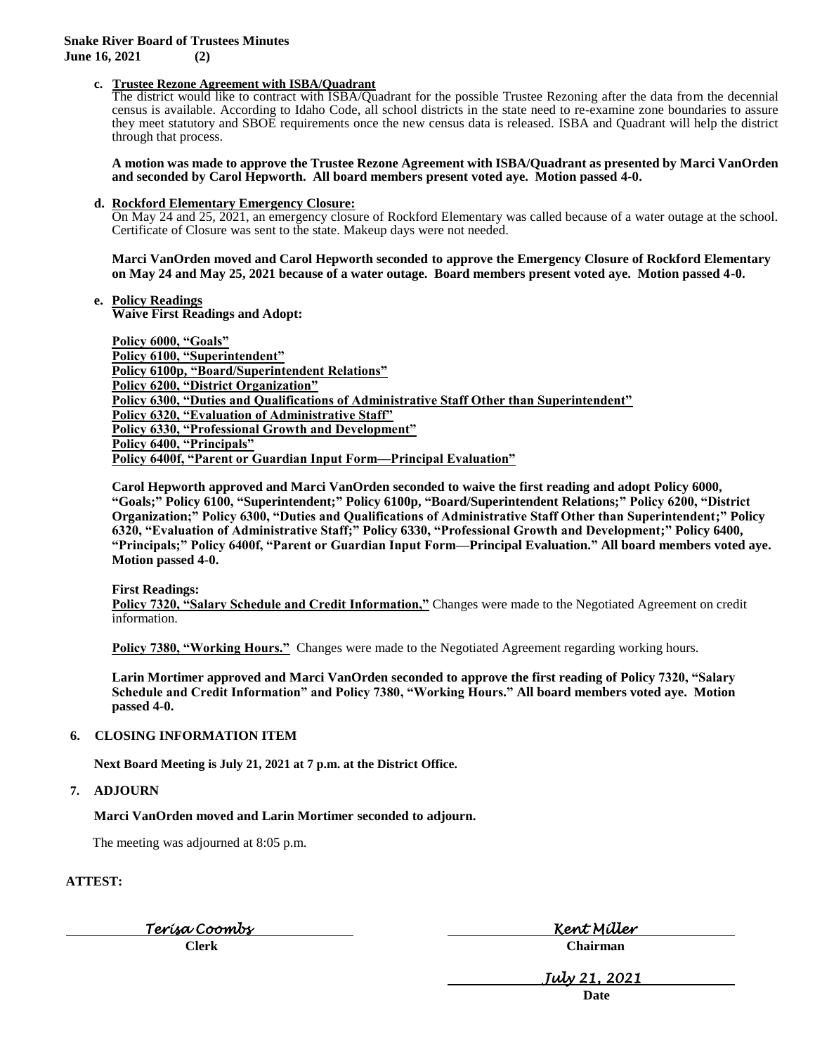**c. Trustee Rezone Agreement with ISBA/Quadrant**

The district would like to contract with ISBA/Quadrant for the possible Trustee Rezoning after the data from the decennial census is available. According to Idaho Code, all school districts in the state need to re-examine zone boundaries to assure they meet statutory and SBOE requirements once the new census data is released. ISBA and Quadrant will help the district through that process.

**A motion was made to approve the Trustee Rezone Agreement with ISBA/Quadrant as presented by Marci VanOrden and seconded by Carol Hepworth. All board members present voted aye. Motion passed 4-0.**

**d. Rockford Elementary Emergency Closure:**

On May 24 and 25, 2021, an emergency closure of Rockford Elementary was called because of a water outage at the school. Certificate of Closure was sent to the state. Makeup days were not needed.

**Marci VanOrden moved and Carol Hepworth seconded to approve the Emergency Closure of Rockford Elementary on May 24 and May 25, 2021 because of a water outage. Board members present voted aye. Motion passed 4-0.**

**e. Policy Readings**

**Waive First Readings and Adopt:**

**Policy 6000, "Goals"**
**Policy 6100, "Superintendent"**
**Policy 6100p, "Board/Superintendent Relations"**
**Policy 6200, "District Organization"**
**Policy 6300, "Duties and Qualifications of Administrative Staff Other than Superintendent"**
**Policy 6320, "Evaluation of Administrative Staff"**
**Policy 6330, "Professional Growth and Development"**
**Policy 6400, "Principals"**
**Policy 6400f, "Parent or Guardian Input Form—Principal Evaluation"**

**Carol Hepworth approved and Marci VanOrden seconded to waive the first reading and adopt Policy 6000, "Goals;" Policy 6100, "Superintendent;" Policy 6100p, "Board/Superintendent Relations;" Policy 6200, "District Organization;" Policy 6300, "Duties and Qualifications of Administrative Staff Other than Superintendent;" Policy 6320, "Evaluation of Administrative Staff;" Policy 6330, "Professional Growth and Development;" Policy 6400, "Principals;" Policy 6400f, "Parent or Guardian Input Form—Principal Evaluation." All board members voted aye. Motion passed 4-0.**

**First Readings:**

**Policy 7320, "Salary Schedule and Credit Information,"** Changes were made to the Negotiated Agreement on credit information.

**Policy 7380, "Working Hours."** Changes were made to the Negotiated Agreement regarding working hours.

**Larin Mortimer approved and Marci VanOrden seconded to approve the first reading of Policy 7320, "Salary Schedule and Credit Information" and Policy 7380, "Working Hours." All board members voted aye. Motion passed 4-0.**

**6. CLOSING INFORMATION ITEM**

**Next Board Meeting is July 21, 2021 at 7 p.m. at the District Office.**

**7. ADJOURN**

**Marci VanOrden moved and Larin Mortimer seconded to adjourn.**

The meeting was adjourned at 8:05 p.m.

**ATTEST:**

*Terisa Coombs*
**Clerk**

*Kent Miller*
**Chairman**

*July 21, 2021*
**Date**